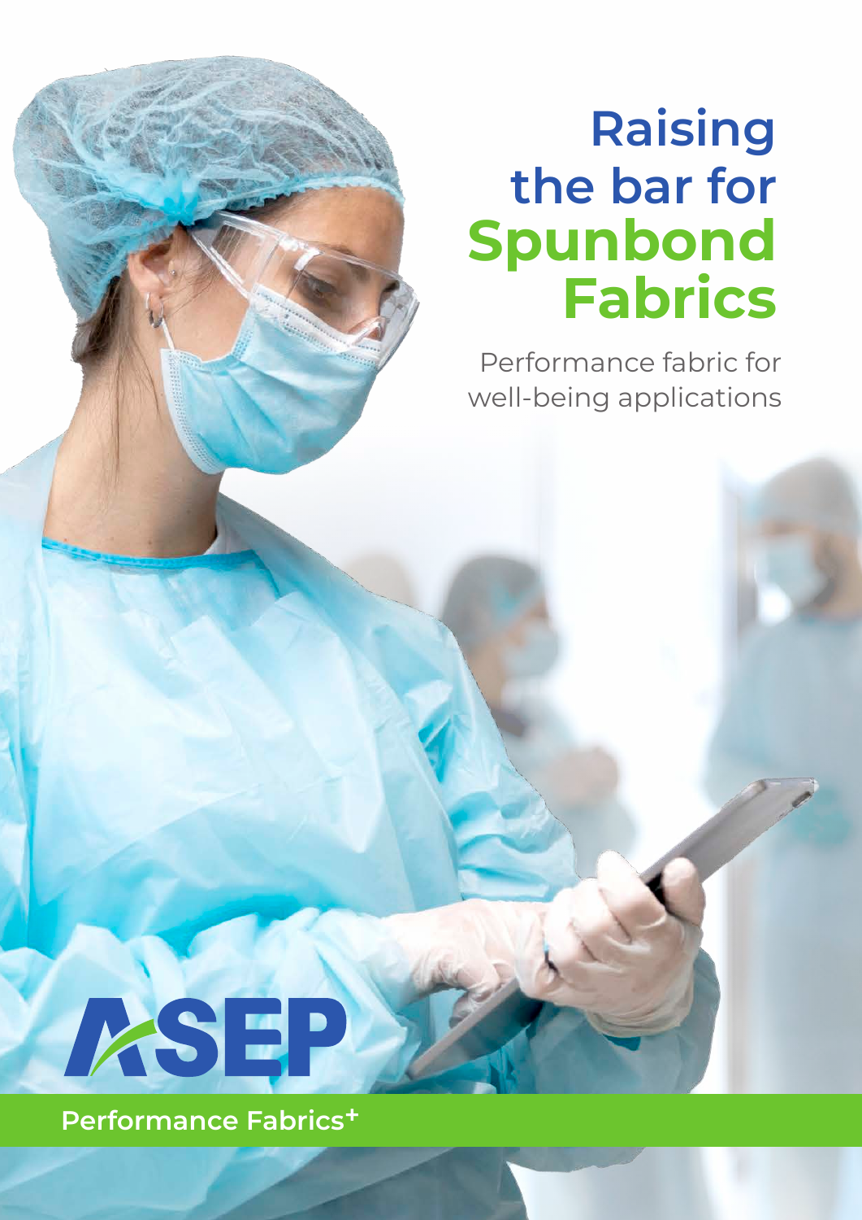# Raising the bar for Spunbond Fabrics

Performance fabric for well-being applications

ASEP

Performance Fabrics+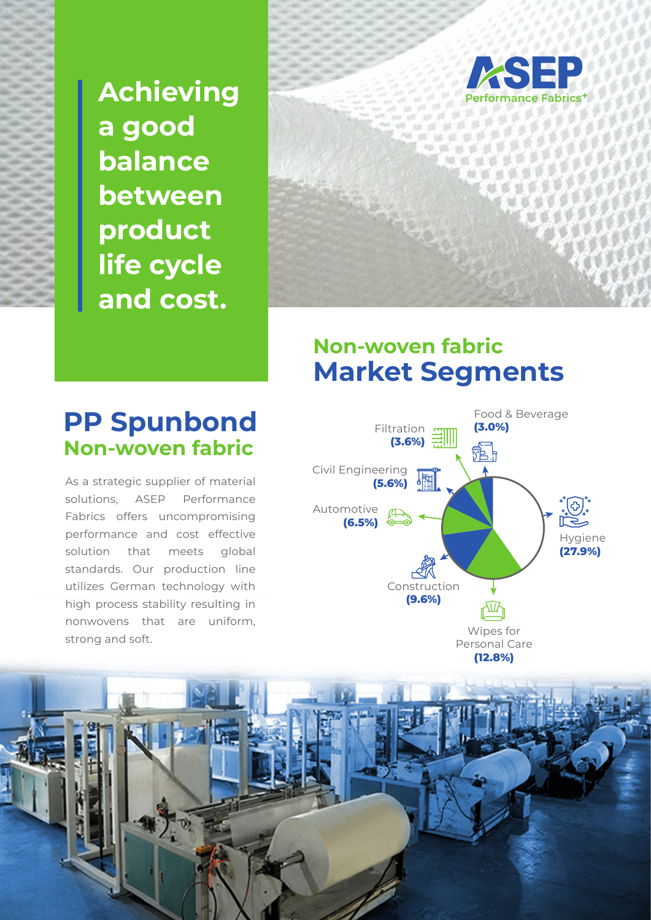# Achieving a good balance between product life cycle and cost.

ASEP Performance Fabrics+

## Non-woven fabric Market Segments

Food & Beverage **(3.0%)**

Filtration **(3.6%)**

Civil Engineering **(5.6%)**

Automotive **(6.5%)**

Hygiene **(27.9%)**

Construction **(9.6%)**

Wipes for Personal Care **(12.8%)**

## PP Spunbond Non-woven fabric

As a strategic supplier of material solutions, ASEP Performance Fabrics offers uncompromising performance and cost effective solution that meets global standards. Our production line utilizes German technology with high process stability resulting in nonwovens that are uniform, strong and soft.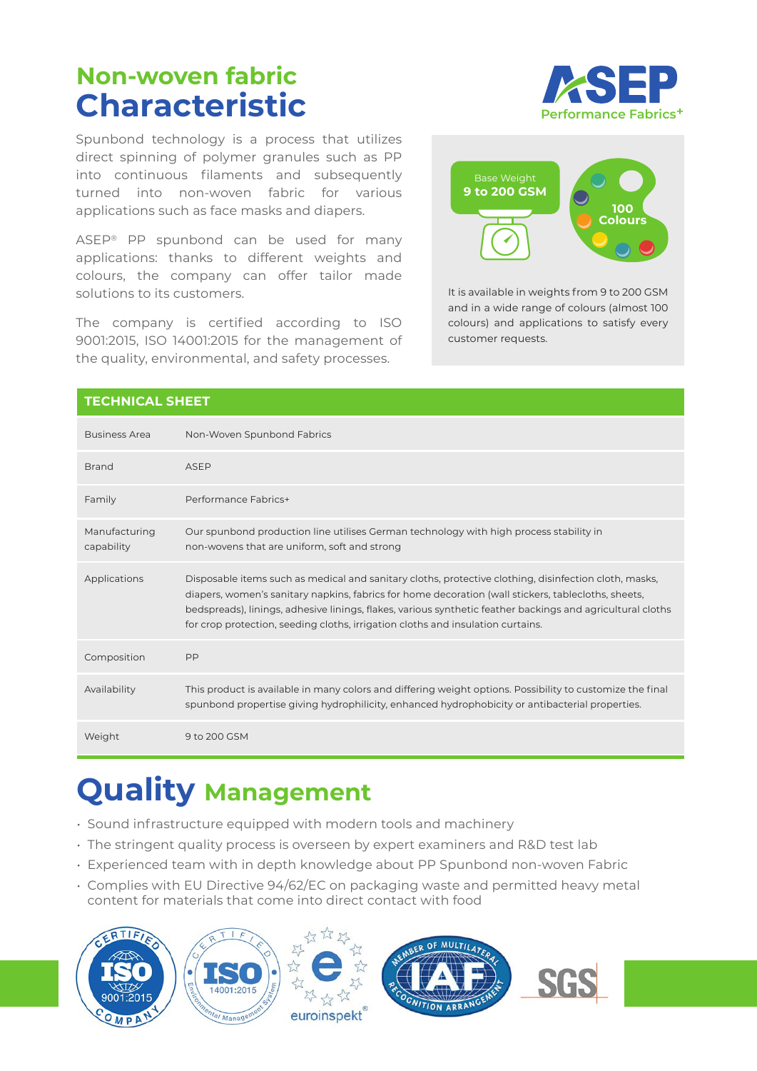# Non-woven fabric Characteristic

Spunbond technology is a process that utilizes direct spinning of polymer granules such as PP into continuous filaments and subsequently turned into non-woven fabric for various applications such as face masks and diapers.

ASEP® PP spunbond can be used for many applications: thanks to different weights and colours, the company can offer tailor made solutions to its customers.

The company is certified according to ISO 9001:2015, ISO 14001:2015 for the management of the quality, environmental, and safety processes.

Base Weight
**9 to 200 GSM**

**100 Colours**

It is available in weights from 9 to 200 GSM and in a wide range of colours (almost 100 colours) and applications to satisfy every customer requests.

## TECHNICAL SHEET

| | |
|---|---|
| Business Area | Non-Woven Spunbond Fabrics |
| Brand | ASEP |
| Family | Performance Fabrics+ |
| Manufacturing capability | Our spunbond production line utilises German technology with high process stability in non-wovens that are uniform, soft and strong |
| Applications | Disposable items such as medical and sanitary cloths, protective clothing, disinfection cloth, masks, diapers, women's sanitary napkins, fabrics for home decoration (wall stickers, tablecloths, sheets, bedspreads), linings, adhesive linings, flakes, various synthetic feather backings and agricultural cloths for crop protection, seeding cloths, irrigation cloths and insulation curtains. |
| Composition | PP |
| Availability | This product is available in many colors and differing weight options. Possibility to customize the final spunbond propertise giving hydrophilicity, enhanced hydrophobicity or antibacterial properties. |
| Weight | 9 to 200 GSM |

# Quality Management

- Sound infrastructure equipped with modern tools and machinery
- The stringent quality process is overseen by expert examiners and R&D test lab
- Experienced team with in depth knowledge about PP Spunbond non-woven Fabric
- Complies with EU Directive 94/62/EC on packaging waste and permitted heavy metal content for materials that come into direct contact with food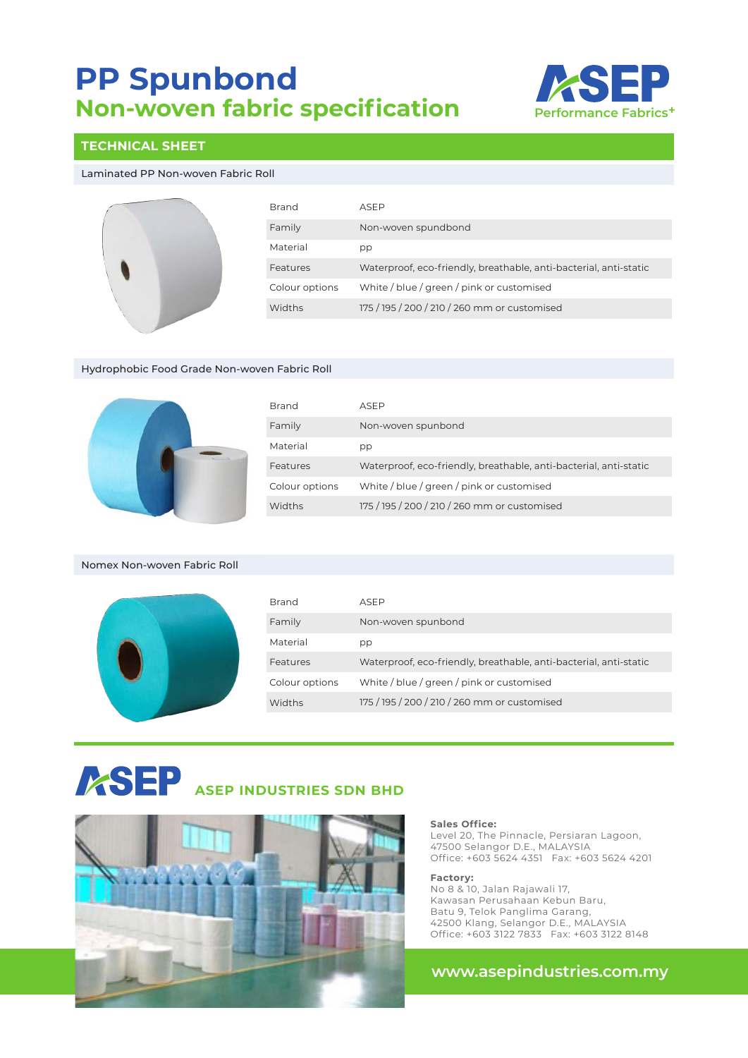# PP Spunbond

## Non-woven fabric specification

ASEP Performance Fabrics+

### TECHNICAL SHEET

#### Laminated PP Non-woven Fabric Roll

| | |
|---|---|
| Brand | ASEP |
| Family | Non-woven spundbond |
| Material | pp |
| Features | Waterproof, eco-friendly, breathable, anti-bacterial, anti-static |
| Colour options | White / blue / green / pink or customised |
| Widths | 175 / 195 / 200 / 210 / 260 mm or customised |

#### Hydrophobic Food Grade Non-woven Fabric Roll

| | |
|---|---|
| Brand | ASEP |
| Family | Non-woven spunbond |
| Material | pp |
| Features | Waterproof, eco-friendly, breathable, anti-bacterial, anti-static |
| Colour options | White / blue / green / pink or customised |
| Widths | 175 / 195 / 200 / 210 / 260 mm or customised |

#### Nomex Non-woven Fabric Roll

| | |
|---|---|
| Brand | ASEP |
| Family | Non-woven spunbond |
| Material | pp |
| Features | Waterproof, eco-friendly, breathable, anti-bacterial, anti-static |
| Colour options | White / blue / green / pink or customised |
| Widths | 175 / 195 / 200 / 210 / 260 mm or customised |

## ASEP INDUSTRIES SDN BHD

**Sales Office:**
Level 20, The Pinnacle, Persiaran Lagoon,
47500 Selangor D.E., MALAYSIA
Office: +603 5624 4351 Fax: +603 5624 4201

**Factory:**
No 8 & 10, Jalan Rajawali 17,
Kawasan Perusahaan Kebun Baru,
Batu 9, Telok Panglima Garang,
42500 Klang, Selangor D.E., MALAYSIA
Office: +603 3122 7833 Fax: +603 3122 8148

www.asepindustries.com.my